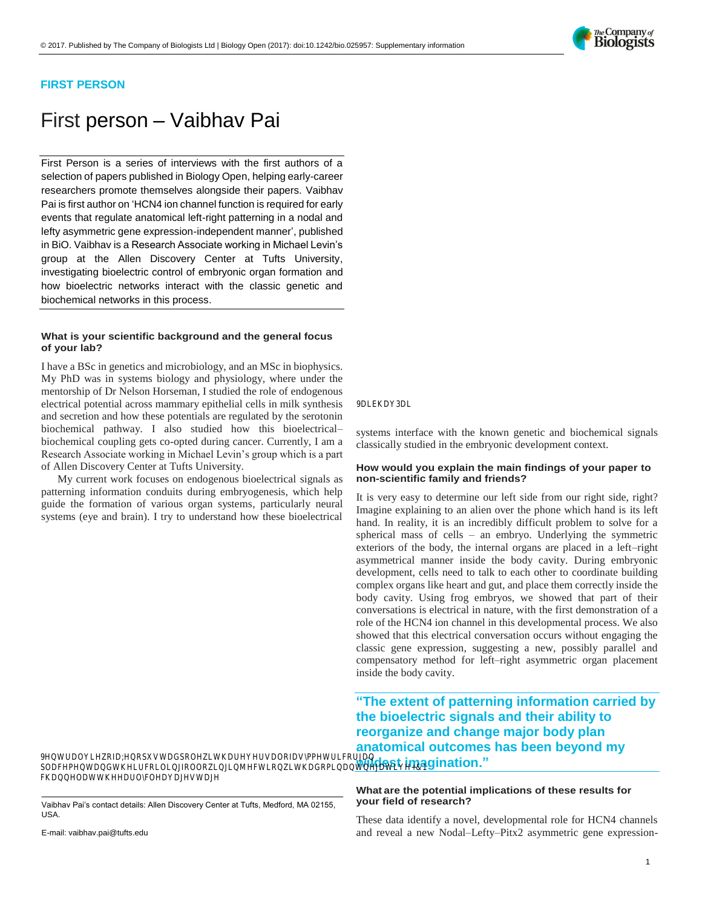## FIRST PERSON

# First person – Vaibhav Pai

First Person is a series of interviews with the first authors of a selection of papers published in Biology Open, helping early-career researchers promote themselves alongside their papers. Vaibhav Pai is first author on 'HCN4 ion channel function is required for early events that regulate anatomical left-right patterning in a nodal and lefty asymmetric gene expression-independent manner', published in BiO. Vaibhav is a Research Associate working in Michael Levin's group at the Allen Discovery Center at Tufts University, investigating bioelectric control of embryonic organ formation and how bioelectric networks interact with the classic genetic and biochemical networks in this process.

### What is your scientific background and the general focus of your lab?

I have a BSc in genetics and microbiology, and an MSc in biophysics. My PhD was in systems biology and physiology, where under the mentorship of Dr Nelson Horseman, I studied the role of endogenous electrical potential across mammary epithelial cells in milk synthesis and secretion and how these potentials are regulated by the serotonin biochemical pathway. I also studied how this bioelectrical–biochemical coupling gets co-opted during cancer. Currently, I am a Research Associate working in Michael Levin's group which is a part of Allen Discovery Center at Tufts University.

My current work focuses on endogenous bioelectrical signals as patterning information conduits during embryogenesis, which help guide the formation of various organ systems, particularly neural systems (eye and brain). I try to understand how these bioelectrical systems interface with the known genetic and biochemical signals classically studied in the embryonic development context.

9DLEKDY 3DL

9HQWUDOYLHZRI;HQRSXVWDGSROHZLWKDUHYHUVDORIDV\PPHWULFRUJDQ SODFHPHQWDQGWKHLUFRLOLQJIROORZLQJLQMHFWLRQZLWKDGRPLQDQWQHJDWLYH+&1 FKDQQHODWWKHHDUO\FOHDYDJHVWDJH

### How would you explain the main findings of your paper to non-scientific family and friends?

It is very easy to determine our left side from our right side, right? Imagine explaining to an alien over the phone which hand is its left hand. In reality, it is an incredibly difficult problem to solve for a spherical mass of cells – an embryo. Underlying the symmetric exteriors of the body, the internal organs are placed in a left–right asymmetrical manner inside the body cavity. During embryonic development, cells need to talk to each other to coordinate building complex organs like heart and gut, and place them correctly inside the body cavity. Using frog embryos, we showed that part of their conversations is electrical in nature, with the first demonstration of a role of the HCN4 ion channel in this developmental process. We also showed that this electrical conversation occurs without engaging the classic gene expression, suggesting a new, possibly parallel and compensatory method for left–right asymmetric organ placement inside the body cavity.

> **"The extent of patterning information carried by the bioelectric signals and their ability to reorganize and change major body plan anatomical outcomes has been beyond my wildest imagination."**

### What are the potential implications of these results for your field of research?

These data identify a novel, developmental role for HCN4 channels and reveal a new Nodal–Lefty–Pitx2 asymmetric gene expression-

Vaibhav Pai's contact details: Allen Discovery Center at Tufts, Medford, MA 02155, USA.

E-mail: vaibhav.pai@tufts.edu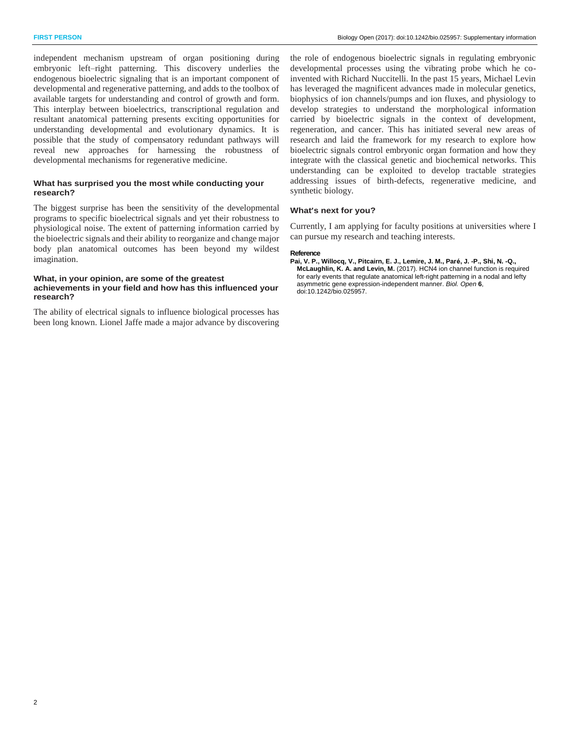independent mechanism upstream of organ positioning during embryonic left–right patterning. This discovery underlies the endogenous bioelectric signaling that is an important component of developmental and regenerative patterning, and adds to the toolbox of available targets for understanding and control of growth and form. This interplay between bioelectrics, transcriptional regulation and resultant anatomical patterning presents exciting opportunities for understanding developmental and evolutionary dynamics. It is possible that the study of compensatory redundant pathways will reveal new approaches for harnessing the robustness of developmental mechanisms for regenerative medicine.

### What has surprised you the most while conducting your research?

The biggest surprise has been the sensitivity of the developmental programs to specific bioelectrical signals and yet their robustness to physiological noise. The extent of patterning information carried by the bioelectric signals and their ability to reorganize and change major body plan anatomical outcomes has been beyond my wildest imagination.

### What, in your opinion, are some of the greatest achievements in your field and how has this influenced your research?

The ability of electrical signals to influence biological processes has been long known. Lionel Jaffe made a major advance by discovering the role of endogenous bioelectric signals in regulating embryonic developmental processes using the vibrating probe which he co-invented with Richard Nuccitelli. In the past 15 years, Michael Levin has leveraged the magnificent advances made in molecular genetics, biophysics of ion channels/pumps and ion fluxes, and physiology to develop strategies to understand the morphological information carried by bioelectric signals in the context of development, regeneration, and cancer. This has initiated several new areas of research and laid the framework for my research to explore how bioelectric signals control embryonic organ formation and how they integrate with the classical genetic and biochemical networks. This understanding can be exploited to develop tractable strategies addressing issues of birth-defects, regenerative medicine, and synthetic biology.

### What's next for you?

Currently, I am applying for faculty positions at universities where I can pursue my research and teaching interests.

#### Reference

**Pai, V. P., Willocq, V., Pitcairn, E. J., Lemire, J. M., Paré, J. -P., Shi, N. -Q., McLaughlin, K. A. and Levin, M.** (2017). HCN4 ion channel function is required for early events that regulate anatomical left-right patterning in a nodal and lefty asymmetric gene expression-independent manner. *Biol. Open* **6**, doi:10.1242/bio.025957.